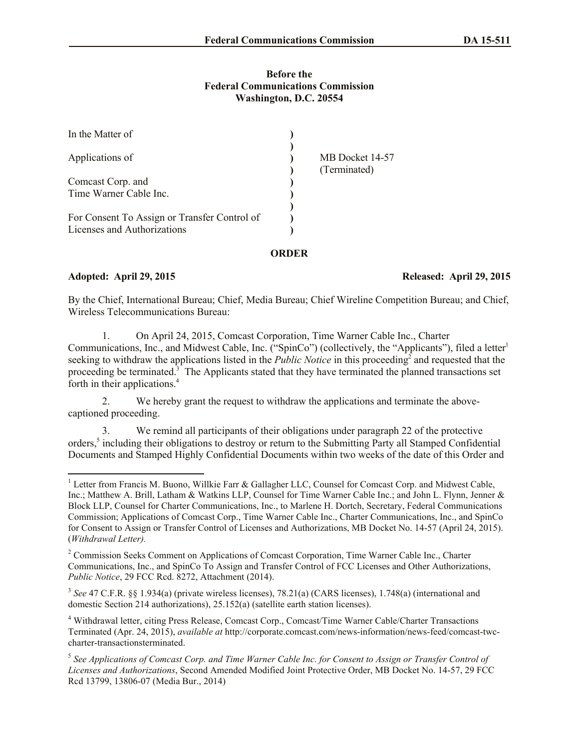**Before the**
**Federal Communications Commission**
**Washington, D.C. 20554**

| | | |
|---|---|---|
| In the Matter of | ) | |
| | ) | |
| Applications of | ) | MB Docket 14-57 |
| | ) | (Terminated) |
| Comcast Corp. and | ) | |
| Time Warner Cable Inc. | ) | |
| | ) | |
| For Consent To Assign or Transfer Control of | ) | |
| Licenses and Authorizations | ) | |

## ORDER

**Adopted: April 29, 2015** **Released: April 29, 2015**

By the Chief, International Bureau; Chief, Media Bureau; Chief Wireline Competition Bureau; and Chief, Wireless Telecommunications Bureau:

1. On April 24, 2015, Comcast Corporation, Time Warner Cable Inc., Charter Communications, Inc., and Midwest Cable, Inc. ("SpinCo") (collectively, the "Applicants"), filed a letter[1] seeking to withdraw the applications listed in the *Public Notice* in this proceeding[2] and requested that the proceeding be terminated.[3] The Applicants stated that they have terminated the planned transactions set forth in their applications.[4]

2. We hereby grant the request to withdraw the applications and terminate the above-captioned proceeding.

3. We remind all participants of their obligations under paragraph 22 of the protective orders,[5] including their obligations to destroy or return to the Submitting Party all Stamped Confidential Documents and Stamped Highly Confidential Documents within two weeks of the date of this Order and

---

[1] Letter from Francis M. Buono, Willkie Farr & Gallagher LLC, Counsel for Comcast Corp. and Midwest Cable, Inc.; Matthew A. Brill, Latham & Watkins LLP, Counsel for Time Warner Cable Inc.; and John L. Flynn, Jenner & Block LLP, Counsel for Charter Communications, Inc., to Marlene H. Dortch, Secretary, Federal Communications Commission; Applications of Comcast Corp., Time Warner Cable Inc., Charter Communications, Inc., and SpinCo for Consent to Assign or Transfer Control of Licenses and Authorizations, MB Docket No. 14-57 (April 24, 2015). (*Withdrawal Letter).*

[2] Commission Seeks Comment on Applications of Comcast Corporation, Time Warner Cable Inc., Charter Communications, Inc., and SpinCo To Assign and Transfer Control of FCC Licenses and Other Authorizations, *Public Notice*, 29 FCC Rcd. 8272, Attachment (2014).

[3] *See* 47 C.F.R. §§ 1.934(a) (private wireless licenses), 78.21(a) (CARS licenses), 1.748(a) (international and domestic Section 214 authorizations), 25.152(a) (satellite earth station licenses).

[4] Withdrawal letter, citing Press Release, Comcast Corp., Comcast/Time Warner Cable/Charter Transactions Terminated (Apr. 24, 2015), *available at* http://corporate.comcast.com/news-information/news-feed/comcast-twc-charter-transactionsterminated.

[5] *See Applications of Comcast Corp. and Time Warner Cable Inc. for Consent to Assign or Transfer Control of Licenses and Authorizations*, Second Amended Modified Joint Protective Order, MB Docket No. 14-57, 29 FCC Rcd 13799, 13806-07 (Media Bur., 2014)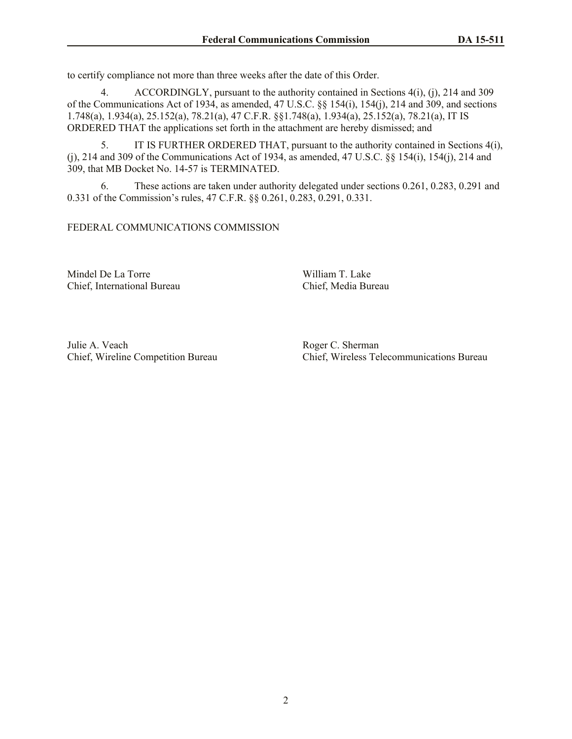to certify compliance not more than three weeks after the date of this Order.

4. ACCORDINGLY, pursuant to the authority contained in Sections 4(i), (j), 214 and 309 of the Communications Act of 1934, as amended, 47 U.S.C. §§ 154(i), 154(j), 214 and 309, and sections 1.748(a), 1.934(a), 25.152(a), 78.21(a), 47 C.F.R. §§1.748(a), 1.934(a), 25.152(a), 78.21(a), IT IS ORDERED THAT the applications set forth in the attachment are hereby dismissed; and

5. IT IS FURTHER ORDERED THAT, pursuant to the authority contained in Sections 4(i), (j), 214 and 309 of the Communications Act of 1934, as amended, 47 U.S.C. §§ 154(i), 154(j), 214 and 309, that MB Docket No. 14-57 is TERMINATED.

6. These actions are taken under authority delegated under sections 0.261, 0.283, 0.291 and 0.331 of the Commission's rules, 47 C.F.R. §§ 0.261, 0.283, 0.291, 0.331.

FEDERAL COMMUNICATIONS COMMISSION

Mindel De La Torre
Chief, International Bureau

William T. Lake
Chief, Media Bureau

Julie A. Veach
Chief, Wireline Competition Bureau

Roger C. Sherman
Chief, Wireless Telecommunications Bureau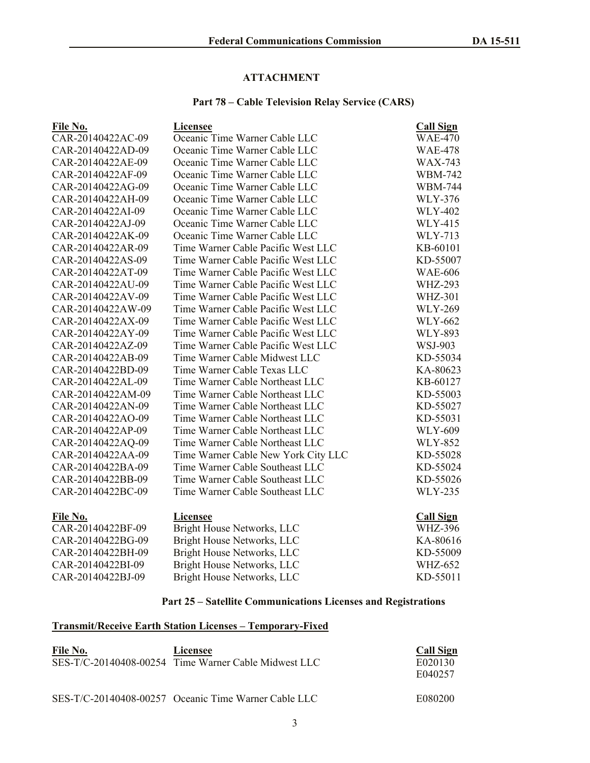## ATTACHMENT

### Part 78 – Cable Television Relay Service (CARS)

| File No. | Licensee | Call Sign |
|---|---|---|
| CAR-20140422AC-09 | Oceanic Time Warner Cable LLC | WAE-470 |
| CAR-20140422AD-09 | Oceanic Time Warner Cable LLC | WAE-478 |
| CAR-20140422AE-09 | Oceanic Time Warner Cable LLC | WAX-743 |
| CAR-20140422AF-09 | Oceanic Time Warner Cable LLC | WBM-742 |
| CAR-20140422AG-09 | Oceanic Time Warner Cable LLC | WBM-744 |
| CAR-20140422AH-09 | Oceanic Time Warner Cable LLC | WLY-376 |
| CAR-20140422AI-09 | Oceanic Time Warner Cable LLC | WLY-402 |
| CAR-20140422AJ-09 | Oceanic Time Warner Cable LLC | WLY-415 |
| CAR-20140422AK-09 | Oceanic Time Warner Cable LLC | WLY-713 |
| CAR-20140422AR-09 | Time Warner Cable Pacific West LLC | KB-60101 |
| CAR-20140422AS-09 | Time Warner Cable Pacific West LLC | KD-55007 |
| CAR-20140422AT-09 | Time Warner Cable Pacific West LLC | WAE-606 |
| CAR-20140422AU-09 | Time Warner Cable Pacific West LLC | WHZ-293 |
| CAR-20140422AV-09 | Time Warner Cable Pacific West LLC | WHZ-301 |
| CAR-20140422AW-09 | Time Warner Cable Pacific West LLC | WLY-269 |
| CAR-20140422AX-09 | Time Warner Cable Pacific West LLC | WLY-662 |
| CAR-20140422AY-09 | Time Warner Cable Pacific West LLC | WLY-893 |
| CAR-20140422AZ-09 | Time Warner Cable Pacific West LLC | WSJ-903 |
| CAR-20140422AB-09 | Time Warner Cable Midwest LLC | KD-55034 |
| CAR-20140422BD-09 | Time Warner Cable Texas LLC | KA-80623 |
| CAR-20140422AL-09 | Time Warner Cable Northeast LLC | KB-60127 |
| CAR-20140422AM-09 | Time Warner Cable Northeast LLC | KD-55003 |
| CAR-20140422AN-09 | Time Warner Cable Northeast LLC | KD-55027 |
| CAR-20140422AO-09 | Time Warner Cable Northeast LLC | KD-55031 |
| CAR-20140422AP-09 | Time Warner Cable Northeast LLC | WLY-609 |
| CAR-20140422AQ-09 | Time Warner Cable Northeast LLC | WLY-852 |
| CAR-20140422AA-09 | Time Warner Cable New York City LLC | KD-55028 |
| CAR-20140422BA-09 | Time Warner Cable Southeast LLC | KD-55024 |
| CAR-20140422BB-09 | Time Warner Cable Southeast LLC | KD-55026 |
| CAR-20140422BC-09 | Time Warner Cable Southeast LLC | WLY-235 |

| File No. | Licensee | Call Sign |
|---|---|---|
| CAR-20140422BF-09 | Bright House Networks, LLC | WHZ-396 |
| CAR-20140422BG-09 | Bright House Networks, LLC | KA-80616 |
| CAR-20140422BH-09 | Bright House Networks, LLC | KD-55009 |
| CAR-20140422BI-09 | Bright House Networks, LLC | WHZ-652 |
| CAR-20140422BJ-09 | Bright House Networks, LLC | KD-55011 |

### Part 25 – Satellite Communications Licenses and Registrations

**Transmit/Receive Earth Station Licenses – Temporary-Fixed**

| File No. | Licensee | Call Sign |
|---|---|---|
| SES-T/C-20140408-00254 | Time Warner Cable Midwest LLC | E020130<br>E040257 |
| SES-T/C-20140408-00257 | Oceanic Time Warner Cable LLC | E080200 |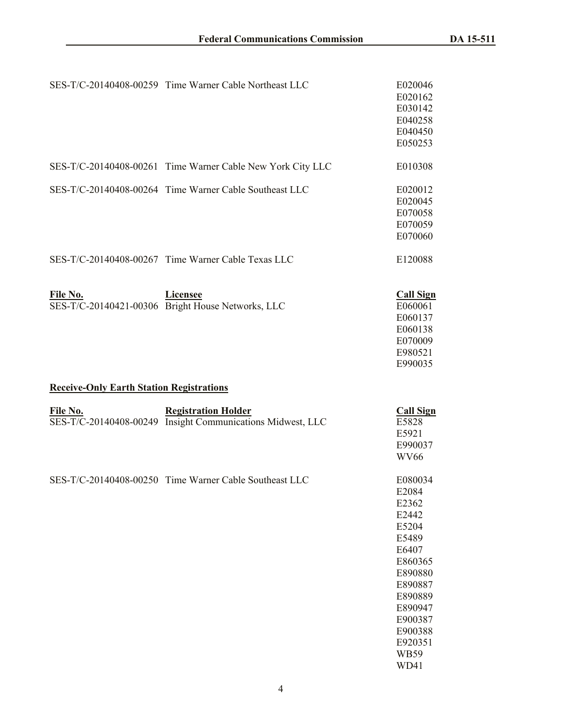| File No. | Licensee | Call Sign |
|---|---|---|
| SES-T/C-20140408-00259 | Time Warner Cable Northeast LLC | E020046 |
| | | E020162 |
| | | E030142 |
| | | E040258 |
| | | E040450 |
| | | E050253 |
| SES-T/C-20140408-00261 | Time Warner Cable New York City LLC | E010308 |
| SES-T/C-20140408-00264 | Time Warner Cable Southeast LLC | E020012 |
| | | E020045 |
| | | E070058 |
| | | E070059 |
| | | E070060 |
| SES-T/C-20140408-00267 | Time Warner Cable Texas LLC | E120088 |

| **File No.** | **Licensee** | **Call Sign** |
|---|---|---|
| SES-T/C-20140421-00306 | Bright House Networks, LLC | E060061 |
| | | E060137 |
| | | E060138 |
| | | E070009 |
| | | E980521 |
| | | E990035 |

**Receive-Only Earth Station Registrations**

| **File No.** | **Registration Holder** | **Call Sign** |
|---|---|---|
| SES-T/C-20140408-00249 | Insight Communications Midwest, LLC | E5828 |
| | | E5921 |
| | | E990037 |
| | | WV66 |
| SES-T/C-20140408-00250 | Time Warner Cable Southeast LLC | E080034 |
| | | E2084 |
| | | E2362 |
| | | E2442 |
| | | E5204 |
| | | E5489 |
| | | E6407 |
| | | E860365 |
| | | E890880 |
| | | E890887 |
| | | E890889 |
| | | E890947 |
| | | E900387 |
| | | E900388 |
| | | E920351 |
| | | WB59 |
| | | WD41 |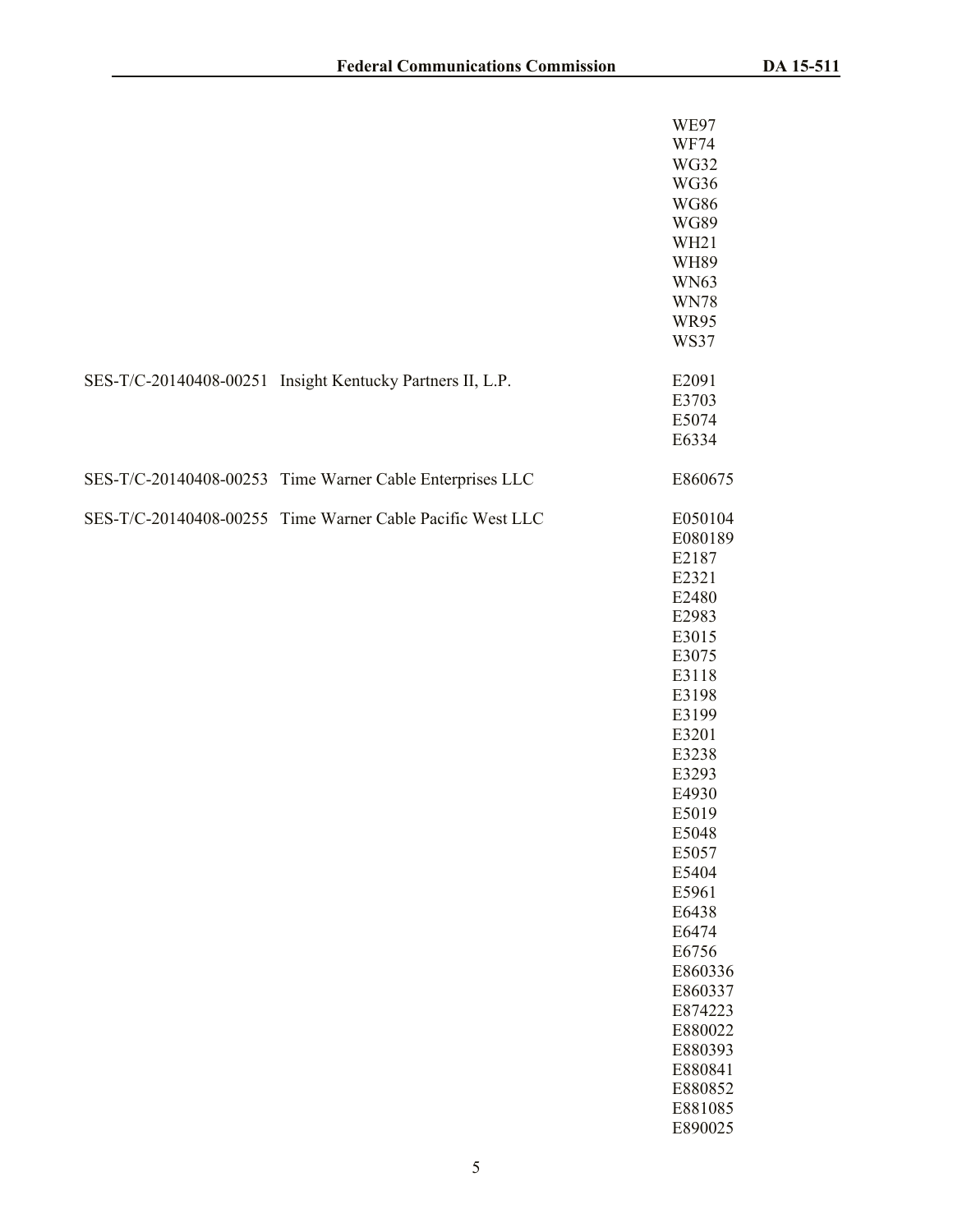| | | |
|---|---|---|
| | | WE97 |
| | | WF74 |
| | | WG32 |
| | | WG36 |
| | | WG86 |
| | | WG89 |
| | | WH21 |
| | | WH89 |
| | | WN63 |
| | | WN78 |
| | | WR95 |
| | | WS37 |
| SES-T/C-20140408-00251 | Insight Kentucky Partners II, L.P. | E2091 |
| | | E3703 |
| | | E5074 |
| | | E6334 |
| SES-T/C-20140408-00253 | Time Warner Cable Enterprises LLC | E860675 |
| SES-T/C-20140408-00255 | Time Warner Cable Pacific West LLC | E050104 |
| | | E080189 |
| | | E2187 |
| | | E2321 |
| | | E2480 |
| | | E2983 |
| | | E3015 |
| | | E3075 |
| | | E3118 |
| | | E3198 |
| | | E3199 |
| | | E3201 |
| | | E3238 |
| | | E3293 |
| | | E4930 |
| | | E5019 |
| | | E5048 |
| | | E5057 |
| | | E5404 |
| | | E5961 |
| | | E6438 |
| | | E6474 |
| | | E6756 |
| | | E860336 |
| | | E860337 |
| | | E874223 |
| | | E880022 |
| | | E880393 |
| | | E880841 |
| | | E880852 |
| | | E881085 |
| | | E890025 |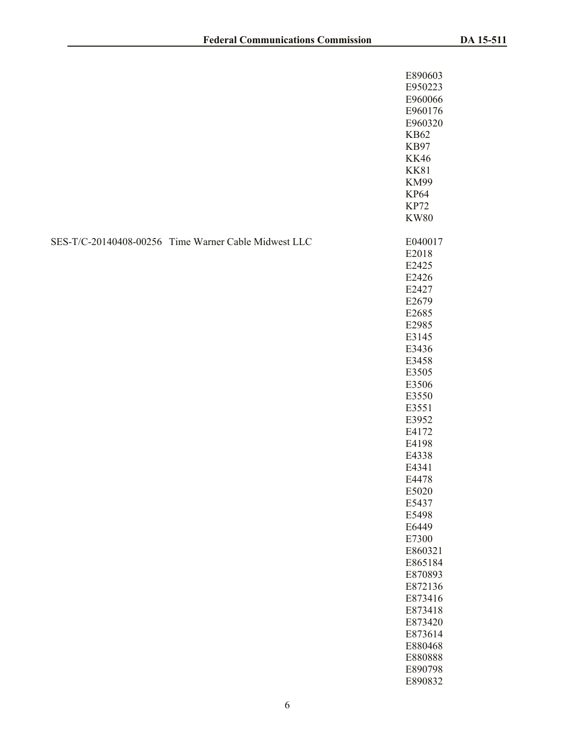| | | |
|---|---|---|
| | | E890603 |
| | | E950223 |
| | | E960066 |
| | | E960176 |
| | | E960320 |
| | | KB62 |
| | | KB97 |
| | | KK46 |
| | | KK81 |
| | | KM99 |
| | | KP64 |
| | | KP72 |
| | | KW80 |
| SES-T/C-20140408-00256 | Time Warner Cable Midwest LLC | E040017 |
| | | E2018 |
| | | E2425 |
| | | E2426 |
| | | E2427 |
| | | E2679 |
| | | E2685 |
| | | E2985 |
| | | E3145 |
| | | E3436 |
| | | E3458 |
| | | E3505 |
| | | E3506 |
| | | E3550 |
| | | E3551 |
| | | E3952 |
| | | E4172 |
| | | E4198 |
| | | E4338 |
| | | E4341 |
| | | E4478 |
| | | E5020 |
| | | E5437 |
| | | E5498 |
| | | E6449 |
| | | E7300 |
| | | E860321 |
| | | E865184 |
| | | E870893 |
| | | E872136 |
| | | E873416 |
| | | E873418 |
| | | E873420 |
| | | E873614 |
| | | E880468 |
| | | E880888 |
| | | E890798 |
| | | E890832 |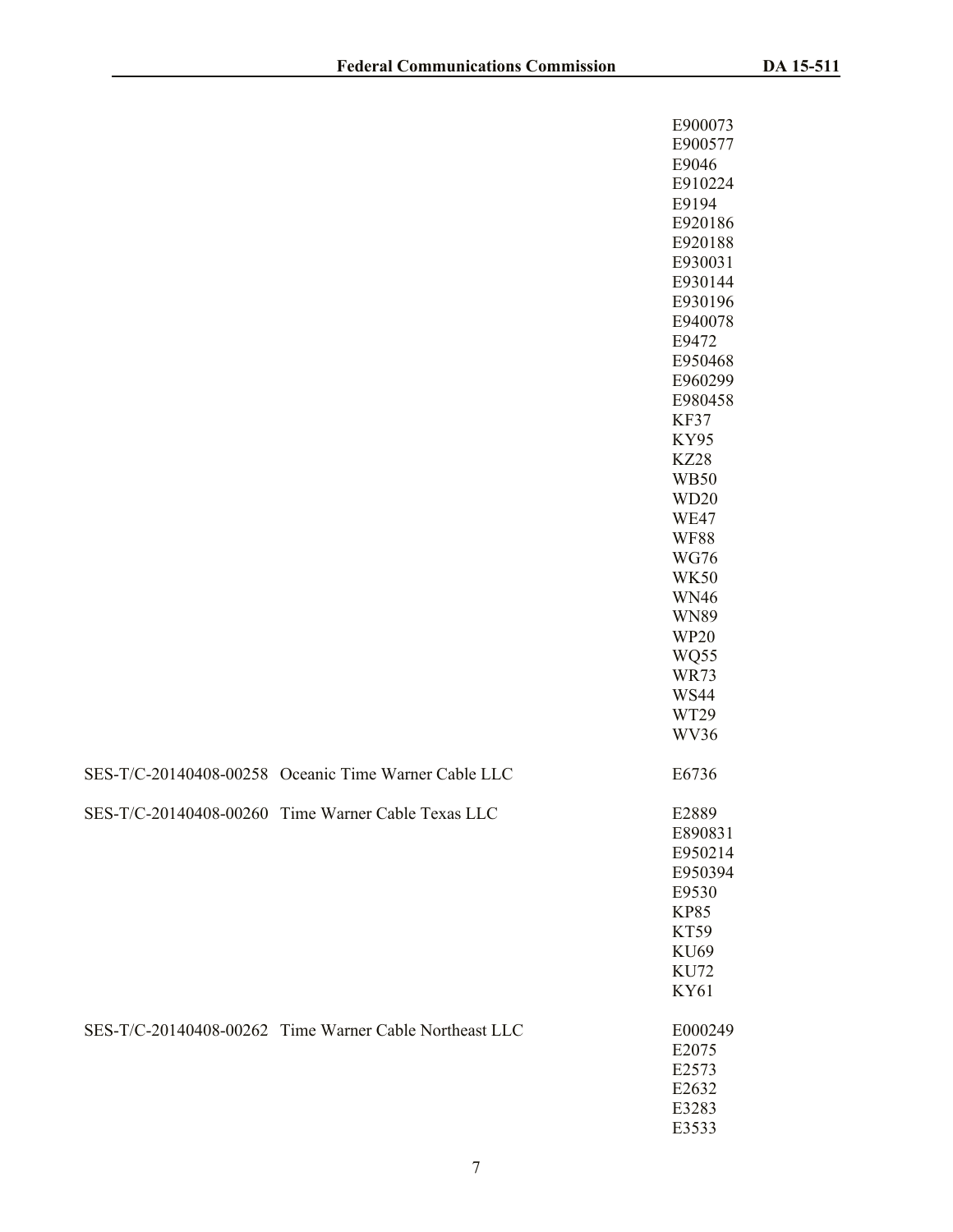| | | |
|---|---|---|
| | | E900073<br>E900577<br>E9046<br>E910224<br>E9194<br>E920186<br>E920188<br>E930031<br>E930144<br>E930196<br>E940078<br>E9472<br>E950468<br>E960299<br>E980458<br>KF37<br>KY95<br>KZ28<br>WB50<br>WD20<br>WE47<br>WF88<br>WG76<br>WK50<br>WN46<br>WN89<br>WP20<br>WQ55<br>WR73<br>WS44<br>WT29<br>WV36 |
| SES-T/C-20140408-00258 | Oceanic Time Warner Cable LLC | E6736 |
| SES-T/C-20140408-00260 | Time Warner Cable Texas LLC | E2889<br>E890831<br>E950214<br>E950394<br>E9530<br>KP85<br>KT59<br>KU69<br>KU72<br>KY61 |
| SES-T/C-20140408-00262 | Time Warner Cable Northeast LLC | E000249<br>E2075<br>E2573<br>E2632<br>E3283<br>E3533 |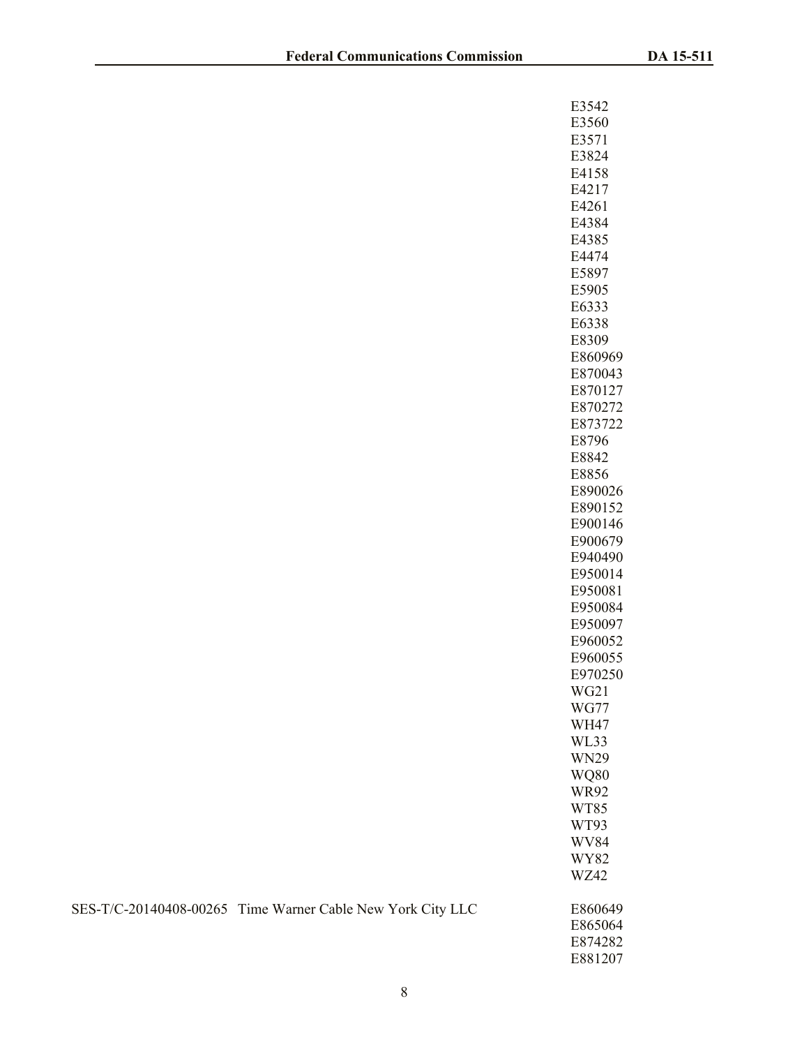| | | |
|---|---|---|
| | | E3542 |
| | | E3560 |
| | | E3571 |
| | | E3824 |
| | | E4158 |
| | | E4217 |
| | | E4261 |
| | | E4384 |
| | | E4385 |
| | | E4474 |
| | | E5897 |
| | | E5905 |
| | | E6333 |
| | | E6338 |
| | | E8309 |
| | | E860969 |
| | | E870043 |
| | | E870127 |
| | | E870272 |
| | | E873722 |
| | | E8796 |
| | | E8842 |
| | | E8856 |
| | | E890026 |
| | | E890152 |
| | | E900146 |
| | | E900679 |
| | | E940490 |
| | | E950014 |
| | | E950081 |
| | | E950084 |
| | | E950097 |
| | | E960052 |
| | | E960055 |
| | | E970250 |
| | | WG21 |
| | | WG77 |
| | | WH47 |
| | | WL33 |
| | | WN29 |
| | | WQ80 |
| | | WR92 |
| | | WT85 |
| | | WT93 |
| | | WV84 |
| | | WY82 |
| | | WZ42 |
| SES-T/C-20140408-00265 | Time Warner Cable New York City LLC | E860649 |
| | | E865064 |
| | | E874282 |
| | | E881207 |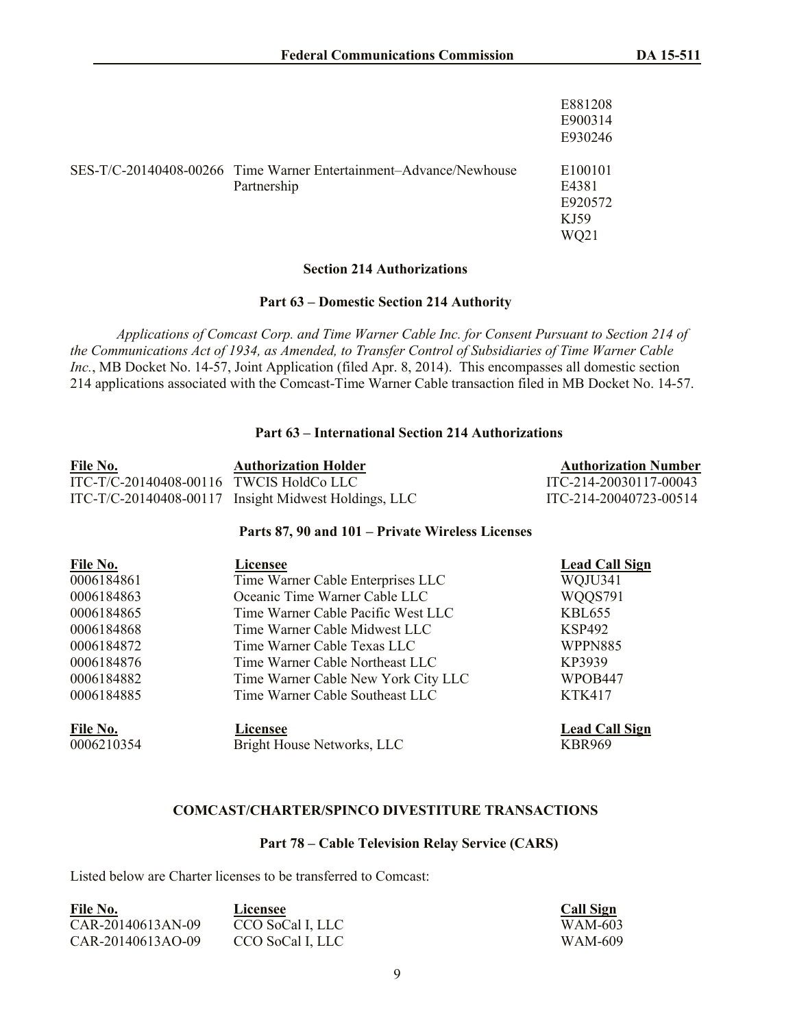| | | |
|---|---|---|
| | | E881208<br>E900314<br>E930246 |
| SES-T/C-20140408-00266 | Time Warner Entertainment–Advance/Newhouse Partnership | E100101<br>E4381<br>E920572<br>KJ59<br>WQ21 |

**Section 214 Authorizations**

**Part 63 – Domestic Section 214 Authority**

*Applications of Comcast Corp. and Time Warner Cable Inc. for Consent Pursuant to Section 214 of the Communications Act of 1934, as Amended, to Transfer Control of Subsidiaries of Time Warner Cable Inc.*, MB Docket No. 14-57, Joint Application (filed Apr. 8, 2014). This encompasses all domestic section 214 applications associated with the Comcast-Time Warner Cable transaction filed in MB Docket No. 14-57.

**Part 63 – International Section 214 Authorizations**

| File No. | Authorization Holder | Authorization Number |
|---|---|---|
| ITC-T/C-20140408-00116 | TWCIS HoldCo LLC | ITC-214-20030117-00043 |
| ITC-T/C-20140408-00117 | Insight Midwest Holdings, LLC | ITC-214-20040723-00514 |

**Parts 87, 90 and 101 – Private Wireless Licenses**

| File No. | Licensee | Lead Call Sign |
|---|---|---|
| 0006184861 | Time Warner Cable Enterprises LLC | WQJU341 |
| 0006184863 | Oceanic Time Warner Cable LLC | WQQS791 |
| 0006184865 | Time Warner Cable Pacific West LLC | KBL655 |
| 0006184868 | Time Warner Cable Midwest LLC | KSP492 |
| 0006184872 | Time Warner Cable Texas LLC | WPPN885 |
| 0006184876 | Time Warner Cable Northeast LLC | KP3939 |
| 0006184882 | Time Warner Cable New York City LLC | WPOB447 |
| 0006184885 | Time Warner Cable Southeast LLC | KTK417 |

| File No. | Licensee | Lead Call Sign |
|---|---|---|
| 0006210354 | Bright House Networks, LLC | KBR969 |

**COMCAST/CHARTER/SPINCO DIVESTITURE TRANSACTIONS**

**Part 78 – Cable Television Relay Service (CARS)**

Listed below are Charter licenses to be transferred to Comcast:

| File No. | Licensee | Call Sign |
|---|---|---|
| CAR-20140613AN-09 | CCO SoCal I, LLC | WAM-603 |
| CAR-20140613AO-09 | CCO SoCal I, LLC | WAM-609 |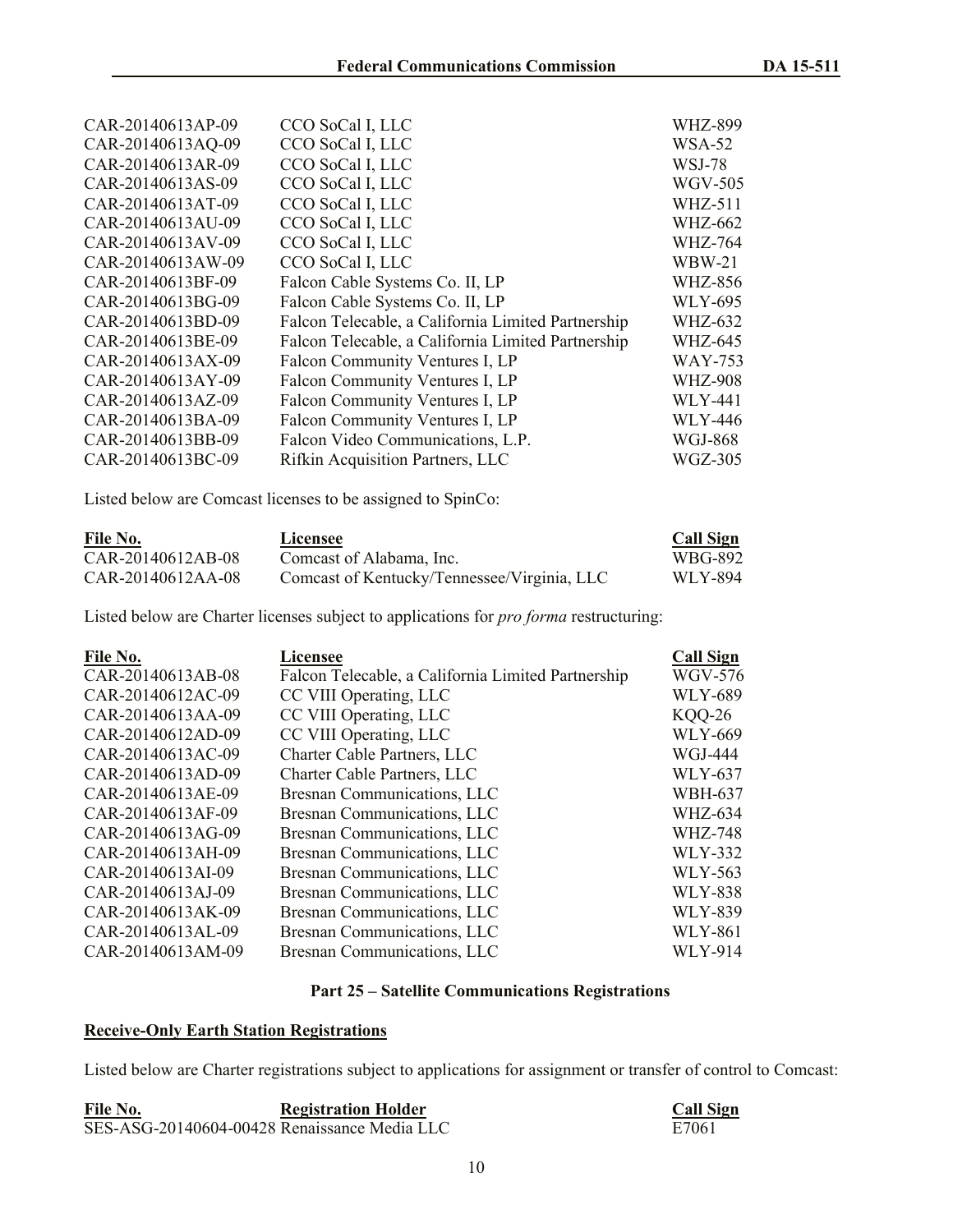| | | |
|---|---|---|
| CAR-20140613AP-09 | CCO SoCal I, LLC | WHZ-899 |
| CAR-20140613AQ-09 | CCO SoCal I, LLC | WSA-52 |
| CAR-20140613AR-09 | CCO SoCal I, LLC | WSJ-78 |
| CAR-20140613AS-09 | CCO SoCal I, LLC | WGV-505 |
| CAR-20140613AT-09 | CCO SoCal I, LLC | WHZ-511 |
| CAR-20140613AU-09 | CCO SoCal I, LLC | WHZ-662 |
| CAR-20140613AV-09 | CCO SoCal I, LLC | WHZ-764 |
| CAR-20140613AW-09 | CCO SoCal I, LLC | WBW-21 |
| CAR-20140613BF-09 | Falcon Cable Systems Co. II, LP | WHZ-856 |
| CAR-20140613BG-09 | Falcon Cable Systems Co. II, LP | WLY-695 |
| CAR-20140613BD-09 | Falcon Telecable, a California Limited Partnership | WHZ-632 |
| CAR-20140613BE-09 | Falcon Telecable, a California Limited Partnership | WHZ-645 |
| CAR-20140613AX-09 | Falcon Community Ventures I, LP | WAY-753 |
| CAR-20140613AY-09 | Falcon Community Ventures I, LP | WHZ-908 |
| CAR-20140613AZ-09 | Falcon Community Ventures I, LP | WLY-441 |
| CAR-20140613BA-09 | Falcon Community Ventures I, LP | WLY-446 |
| CAR-20140613BB-09 | Falcon Video Communications, L.P. | WGJ-868 |
| CAR-20140613BC-09 | Rifkin Acquisition Partners, LLC | WGZ-305 |

Listed below are Comcast licenses to be assigned to SpinCo:

| File No. | Licensee | Call Sign |
|---|---|---|
| CAR-20140612AB-08 | Comcast of Alabama, Inc. | WBG-892 |
| CAR-20140612AA-08 | Comcast of Kentucky/Tennessee/Virginia, LLC | WLY-894 |

Listed below are Charter licenses subject to applications for *pro forma* restructuring:

| File No. | Licensee | Call Sign |
|---|---|---|
| CAR-20140613AB-08 | Falcon Telecable, a California Limited Partnership | WGV-576 |
| CAR-20140612AC-09 | CC VIII Operating, LLC | WLY-689 |
| CAR-20140613AA-09 | CC VIII Operating, LLC | KQQ-26 |
| CAR-20140612AD-09 | CC VIII Operating, LLC | WLY-669 |
| CAR-20140613AC-09 | Charter Cable Partners, LLC | WGJ-444 |
| CAR-20140613AD-09 | Charter Cable Partners, LLC | WLY-637 |
| CAR-20140613AE-09 | Bresnan Communications, LLC | WBH-637 |
| CAR-20140613AF-09 | Bresnan Communications, LLC | WHZ-634 |
| CAR-20140613AG-09 | Bresnan Communications, LLC | WHZ-748 |
| CAR-20140613AH-09 | Bresnan Communications, LLC | WLY-332 |
| CAR-20140613AI-09 | Bresnan Communications, LLC | WLY-563 |
| CAR-20140613AJ-09 | Bresnan Communications, LLC | WLY-838 |
| CAR-20140613AK-09 | Bresnan Communications, LLC | WLY-839 |
| CAR-20140613AL-09 | Bresnan Communications, LLC | WLY-861 |
| CAR-20140613AM-09 | Bresnan Communications, LLC | WLY-914 |

**Part 25 – Satellite Communications Registrations**

**Receive-Only Earth Station Registrations**

Listed below are Charter registrations subject to applications for assignment or transfer of control to Comcast:

| File No. | Registration Holder | Call Sign |
|---|---|---|
| SES-ASG-20140604-00428 | Renaissance Media LLC | E7061 |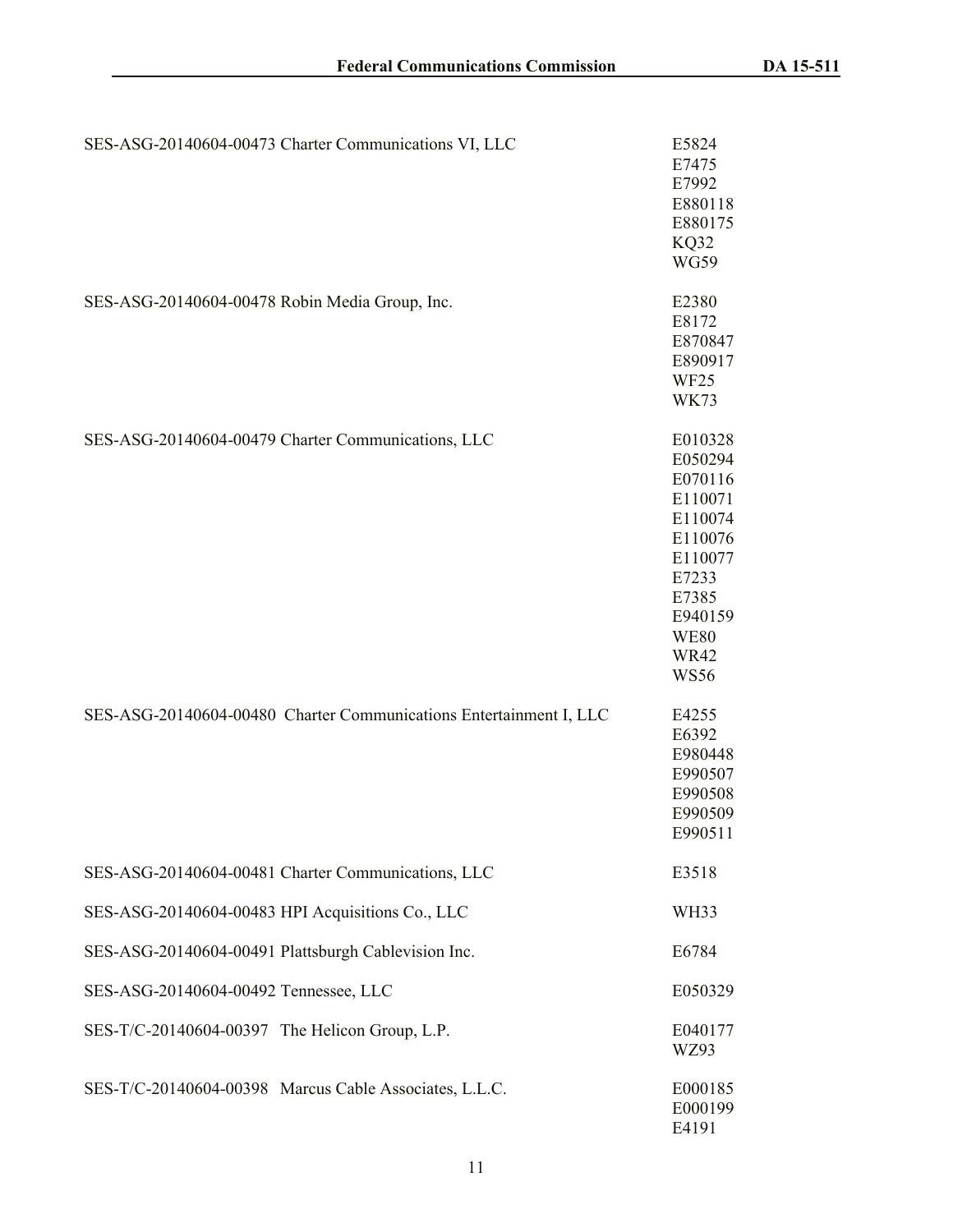| | |
|---|---|
| SES-ASG-20140604-00473 Charter Communications VI, LLC | E5824<br>E7475<br>E7992<br>E880118<br>E880175<br>KQ32<br>WG59 |
| SES-ASG-20140604-00478 Robin Media Group, Inc. | E2380<br>E8172<br>E870847<br>E890917<br>WF25<br>WK73 |
| SES-ASG-20140604-00479 Charter Communications, LLC | E010328<br>E050294<br>E070116<br>E110071<br>E110074<br>E110076<br>E110077<br>E7233<br>E7385<br>E940159<br>WE80<br>WR42<br>WS56 |
| SES-ASG-20140604-00480 Charter Communications Entertainment I, LLC | E4255<br>E6392<br>E980448<br>E990507<br>E990508<br>E990509<br>E990511 |
| SES-ASG-20140604-00481 Charter Communications, LLC | E3518 |
| SES-ASG-20140604-00483 HPI Acquisitions Co., LLC | WH33 |
| SES-ASG-20140604-00491 Plattsburgh Cablevision Inc. | E6784 |
| SES-ASG-20140604-00492 Tennessee, LLC | E050329 |
| SES-T/C-20140604-00397 The Helicon Group, L.P. | E040177<br>WZ93 |
| SES-T/C-20140604-00398 Marcus Cable Associates, L.L.C. | E000185<br>E000199<br>E4191 |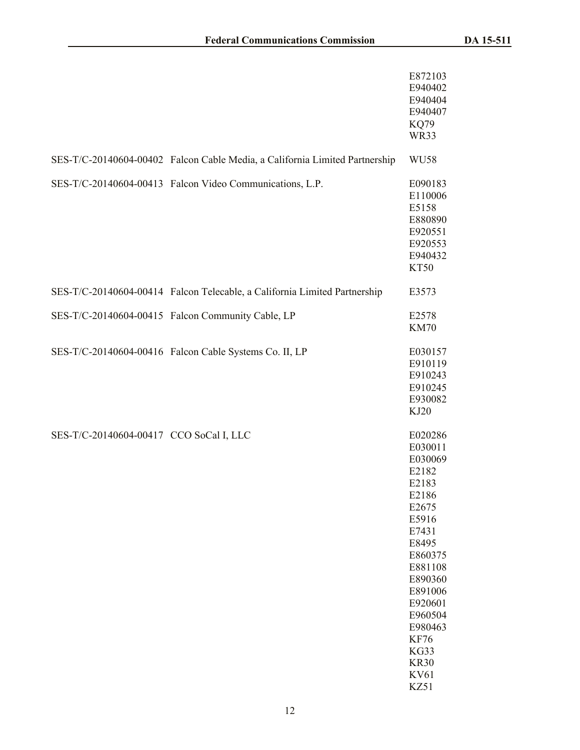| | | |
|---|---|---|
| | | E872103<br>E940402<br>E940404<br>E940407<br>KQ79<br>WR33 |
| SES-T/C-20140604-00402 | Falcon Cable Media, a California Limited Partnership | WU58 |
| SES-T/C-20140604-00413 | Falcon Video Communications, L.P. | E090183<br>E110006<br>E5158<br>E880890<br>E920551<br>E920553<br>E940432<br>KT50 |
| SES-T/C-20140604-00414 | Falcon Telecable, a California Limited Partnership | E3573 |
| SES-T/C-20140604-00415 | Falcon Community Cable, LP | E2578<br>KM70 |
| SES-T/C-20140604-00416 | Falcon Cable Systems Co. II, LP | E030157<br>E910119<br>E910243<br>E910245<br>E930082<br>KJ20 |
| SES-T/C-20140604-00417 | CCO SoCal I, LLC | E020286<br>E030011<br>E030069<br>E2182<br>E2183<br>E2186<br>E2675<br>E5916<br>E7431<br>E8495<br>E860375<br>E881108<br>E890360<br>E891006<br>E920601<br>E960504<br>E980463<br>KF76<br>KG33<br>KR30<br>KV61<br>KZ51 |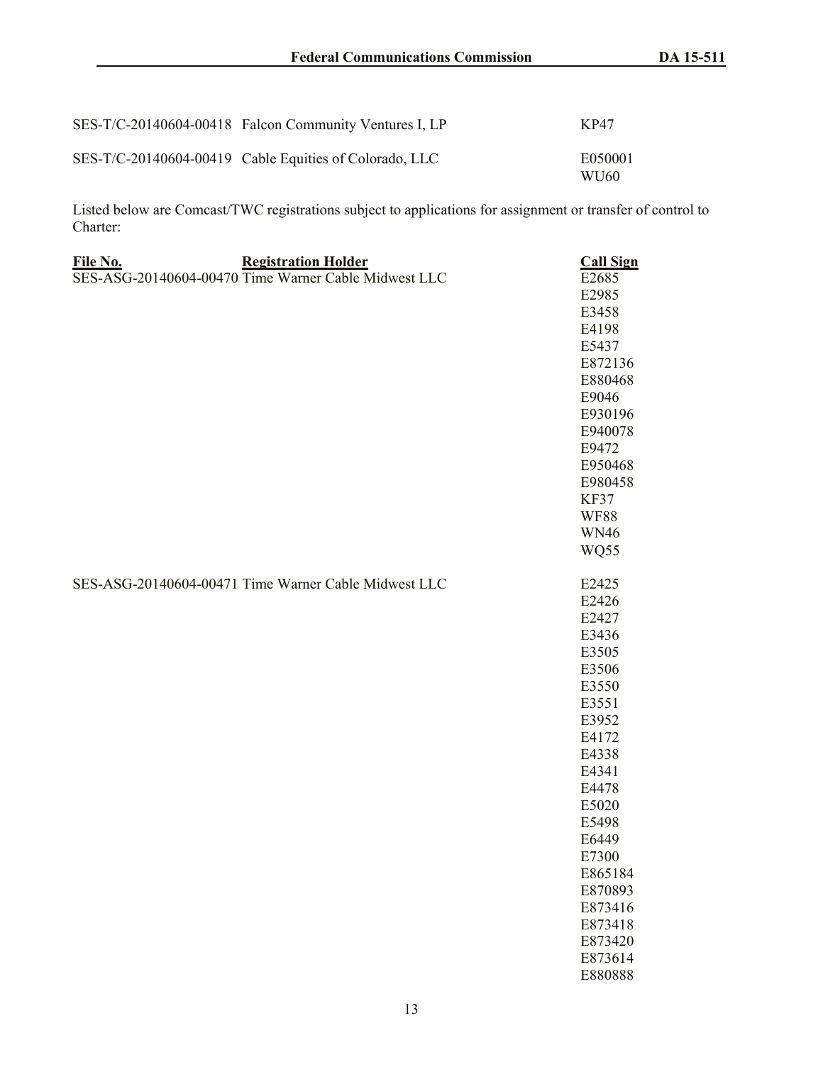| | | |
|---|---|---|
| SES-T/C-20140604-00418 | Falcon Community Ventures I, LP | KP47 |
| SES-T/C-20140604-00419 | Cable Equities of Colorado, LLC | E050001<br>WU60 |

Listed below are Comcast/TWC registrations subject to applications for assignment or transfer of control to Charter:

| **File No.** | **Registration Holder** | **Call Sign** |
|---|---|---|
| SES-ASG-20140604-00470 | Time Warner Cable Midwest LLC | E2685<br>E2985<br>E3458<br>E4198<br>E5437<br>E872136<br>E880468<br>E9046<br>E930196<br>E940078<br>E9472<br>E950468<br>E980458<br>KF37<br>WF88<br>WN46<br>WQ55 |
| SES-ASG-20140604-00471 | Time Warner Cable Midwest LLC | E2425<br>E2426<br>E2427<br>E3436<br>E3505<br>E3506<br>E3550<br>E3551<br>E3952<br>E4172<br>E4338<br>E4341<br>E4478<br>E5020<br>E5498<br>E6449<br>E7300<br>E865184<br>E870893<br>E873416<br>E873418<br>E873420<br>E873614<br>E880888 |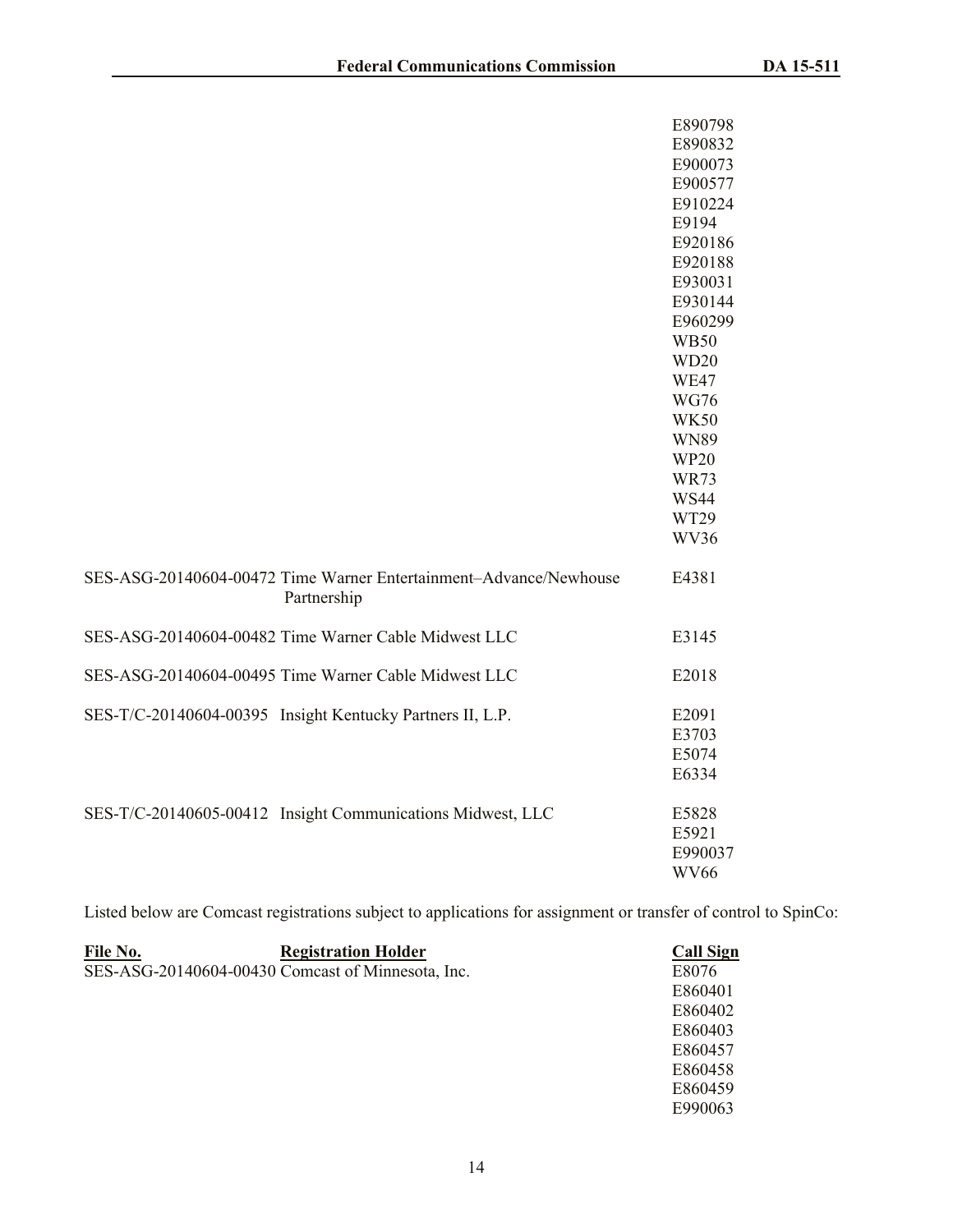| | | |
|---|---|---|
| | | E890798 |
| | | E890832 |
| | | E900073 |
| | | E900577 |
| | | E910224 |
| | | E9194 |
| | | E920186 |
| | | E920188 |
| | | E930031 |
| | | E930144 |
| | | E960299 |
| | | WB50 |
| | | WD20 |
| | | WE47 |
| | | WG76 |
| | | WK50 |
| | | WN89 |
| | | WP20 |
| | | WR73 |
| | | WS44 |
| | | WT29 |
| | | WV36 |
| SES-ASG-20140604-00472 | Time Warner Entertainment–Advance/Newhouse Partnership | E4381 |
| SES-ASG-20140604-00482 | Time Warner Cable Midwest LLC | E3145 |
| SES-ASG-20140604-00495 | Time Warner Cable Midwest LLC | E2018 |
| SES-T/C-20140604-00395 | Insight Kentucky Partners II, L.P. | E2091 |
| | | E3703 |
| | | E5074 |
| | | E6334 |
| SES-T/C-20140605-00412 | Insight Communications Midwest, LLC | E5828 |
| | | E5921 |
| | | E990037 |
| | | WV66 |

Listed below are Comcast registrations subject to applications for assignment or transfer of control to SpinCo:

| File No. | Registration Holder | Call Sign |
|---|---|---|
| SES-ASG-20140604-00430 | Comcast of Minnesota, Inc. | E8076 |
| | | E860401 |
| | | E860402 |
| | | E860403 |
| | | E860457 |
| | | E860458 |
| | | E860459 |
| | | E990063 |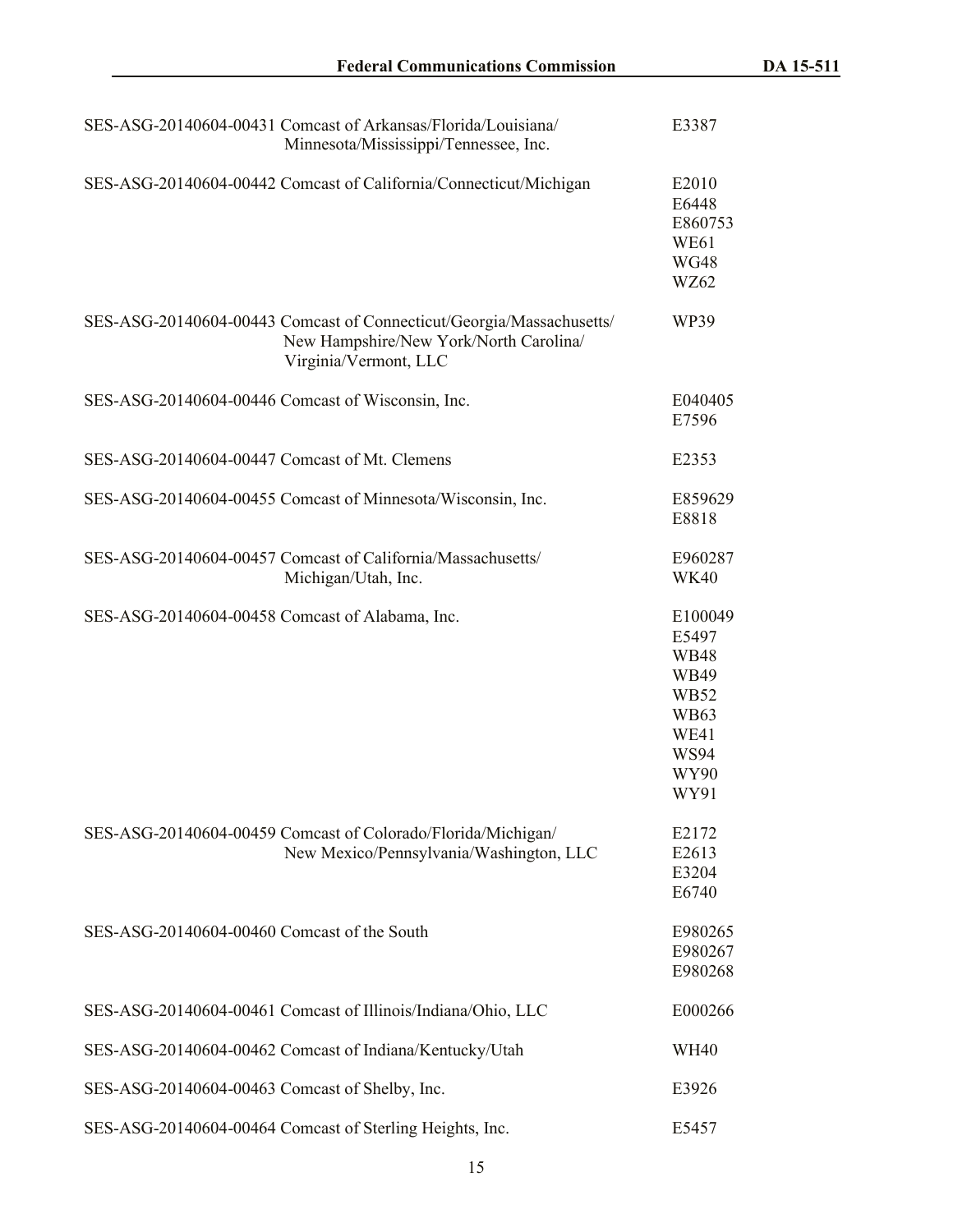| File Number | Licensee | Call Sign(s) |
|---|---|---|
| SES-ASG-20140604-00431 | Comcast of Arkansas/Florida/Louisiana/ Minnesota/Mississippi/Tennessee, Inc. | E3387 |
| SES-ASG-20140604-00442 | Comcast of California/Connecticut/Michigan | E2010<br>E6448<br>E860753<br>WE61<br>WG48<br>WZ62 |
| SES-ASG-20140604-00443 | Comcast of Connecticut/Georgia/Massachusetts/ New Hampshire/New York/North Carolina/ Virginia/Vermont, LLC | WP39 |
| SES-ASG-20140604-00446 | Comcast of Wisconsin, Inc. | E040405<br>E7596 |
| SES-ASG-20140604-00447 | Comcast of Mt. Clemens | E2353 |
| SES-ASG-20140604-00455 | Comcast of Minnesota/Wisconsin, Inc. | E859629<br>E8818 |
| SES-ASG-20140604-00457 | Comcast of California/Massachusetts/ Michigan/Utah, Inc. | E960287<br>WK40 |
| SES-ASG-20140604-00458 | Comcast of Alabama, Inc. | E100049<br>E5497<br>WB48<br>WB49<br>WB52<br>WB63<br>WE41<br>WS94<br>WY90<br>WY91 |
| SES-ASG-20140604-00459 | Comcast of Colorado/Florida/Michigan/ New Mexico/Pennsylvania/Washington, LLC | E2172<br>E2613<br>E3204<br>E6740 |
| SES-ASG-20140604-00460 | Comcast of the South | E980265<br>E980267<br>E980268 |
| SES-ASG-20140604-00461 | Comcast of Illinois/Indiana/Ohio, LLC | E000266 |
| SES-ASG-20140604-00462 | Comcast of Indiana/Kentucky/Utah | WH40 |
| SES-ASG-20140604-00463 | Comcast of Shelby, Inc. | E3926 |
| SES-ASG-20140604-00464 | Comcast of Sterling Heights, Inc. | E5457 |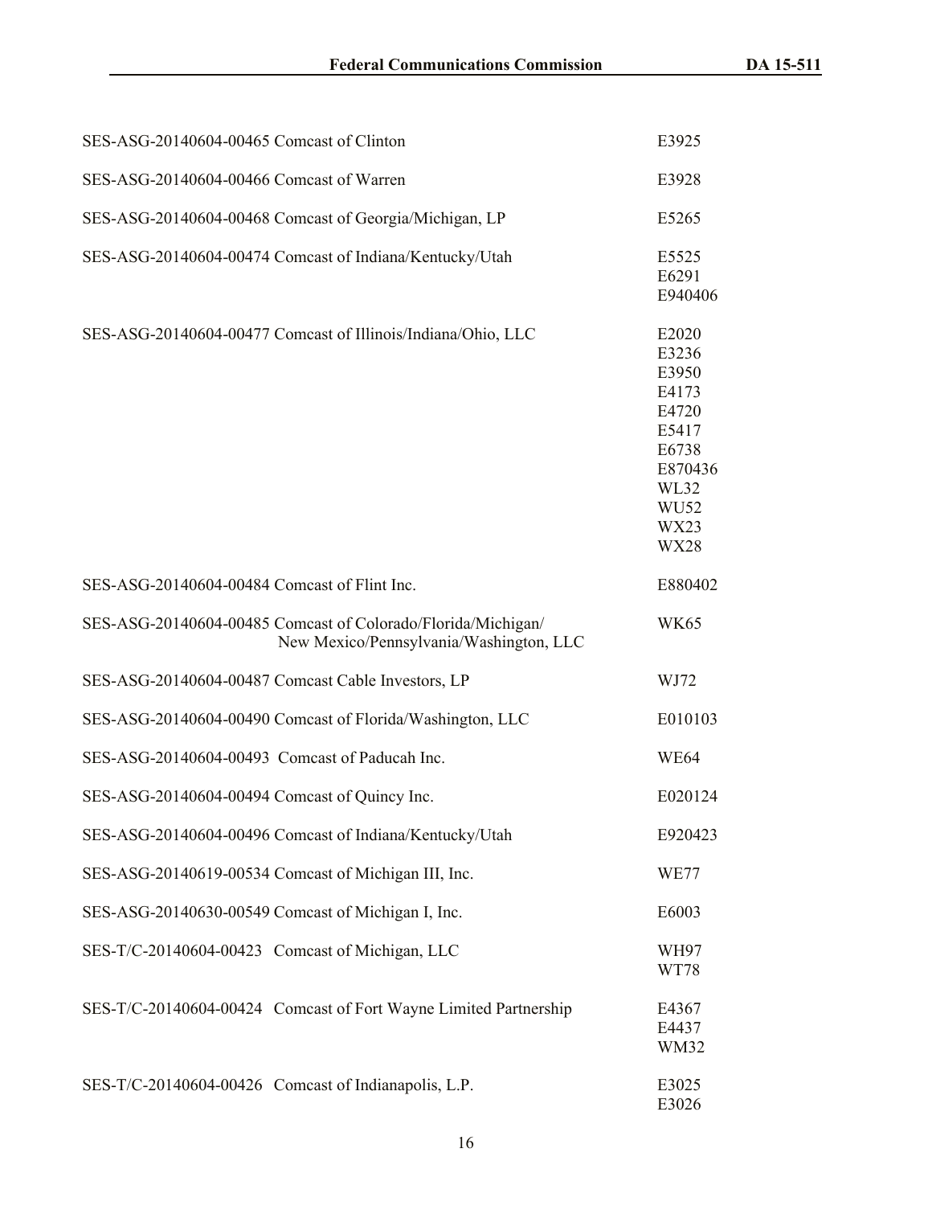| | | |
|---|---|---|
| SES-ASG-20140604-00465 | Comcast of Clinton | E3925 |
| SES-ASG-20140604-00466 | Comcast of Warren | E3928 |
| SES-ASG-20140604-00468 | Comcast of Georgia/Michigan, LP | E5265 |
| SES-ASG-20140604-00474 | Comcast of Indiana/Kentucky/Utah | E5525<br>E6291<br>E940406 |
| SES-ASG-20140604-00477 | Comcast of Illinois/Indiana/Ohio, LLC | E2020<br>E3236<br>E3950<br>E4173<br>E4720<br>E5417<br>E6738<br>E870436<br>WL32<br>WU52<br>WX23<br>WX28 |
| SES-ASG-20140604-00484 | Comcast of Flint Inc. | E880402 |
| SES-ASG-20140604-00485 | Comcast of Colorado/Florida/Michigan/ New Mexico/Pennsylvania/Washington, LLC | WK65 |
| SES-ASG-20140604-00487 | Comcast Cable Investors, LP | WJ72 |
| SES-ASG-20140604-00490 | Comcast of Florida/Washington, LLC | E010103 |
| SES-ASG-20140604-00493 | Comcast of Paducah Inc. | WE64 |
| SES-ASG-20140604-00494 | Comcast of Quincy Inc. | E020124 |
| SES-ASG-20140604-00496 | Comcast of Indiana/Kentucky/Utah | E920423 |
| SES-ASG-20140619-00534 | Comcast of Michigan III, Inc. | WE77 |
| SES-ASG-20140630-00549 | Comcast of Michigan I, Inc. | E6003 |
| SES-T/C-20140604-00423 | Comcast of Michigan, LLC | WH97<br>WT78 |
| SES-T/C-20140604-00424 | Comcast of Fort Wayne Limited Partnership | E4367<br>E4437<br>WM32 |
| SES-T/C-20140604-00426 | Comcast of Indianapolis, L.P. | E3025<br>E3026 |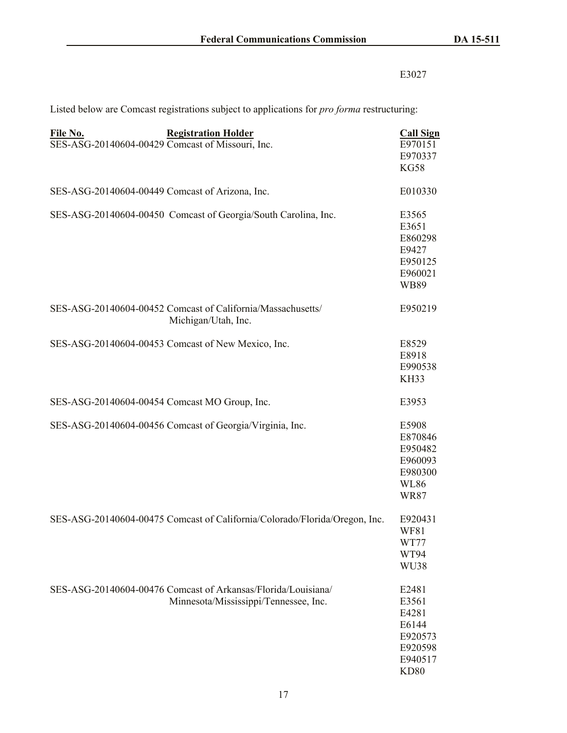E3027

Listed below are Comcast registrations subject to applications for *pro forma* restructuring:

| File No. | Registration Holder | Call Sign |
|---|---|---|
| SES-ASG-20140604-00429 | Comcast of Missouri, Inc. | E970151 |
| | | E970337 |
| | | KG58 |
| SES-ASG-20140604-00449 | Comcast of Arizona, Inc. | E010330 |
| SES-ASG-20140604-00450 | Comcast of Georgia/South Carolina, Inc. | E3565 |
| | | E3651 |
| | | E860298 |
| | | E9427 |
| | | E950125 |
| | | E960021 |
| | | WB89 |
| SES-ASG-20140604-00452 | Comcast of California/Massachusetts/ Michigan/Utah, Inc. | E950219 |
| SES-ASG-20140604-00453 | Comcast of New Mexico, Inc. | E8529 |
| | | E8918 |
| | | E990538 |
| | | KH33 |
| SES-ASG-20140604-00454 | Comcast MO Group, Inc. | E3953 |
| SES-ASG-20140604-00456 | Comcast of Georgia/Virginia, Inc. | E5908 |
| | | E870846 |
| | | E950482 |
| | | E960093 |
| | | E980300 |
| | | WL86 |
| | | WR87 |
| SES-ASG-20140604-00475 | Comcast of California/Colorado/Florida/Oregon, Inc. | E920431 |
| | | WF81 |
| | | WT77 |
| | | WT94 |
| | | WU38 |
| SES-ASG-20140604-00476 | Comcast of Arkansas/Florida/Louisiana/ Minnesota/Mississippi/Tennessee, Inc. | E2481 |
| | | E3561 |
| | | E4281 |
| | | E6144 |
| | | E920573 |
| | | E920598 |
| | | E940517 |
| | | KD80 |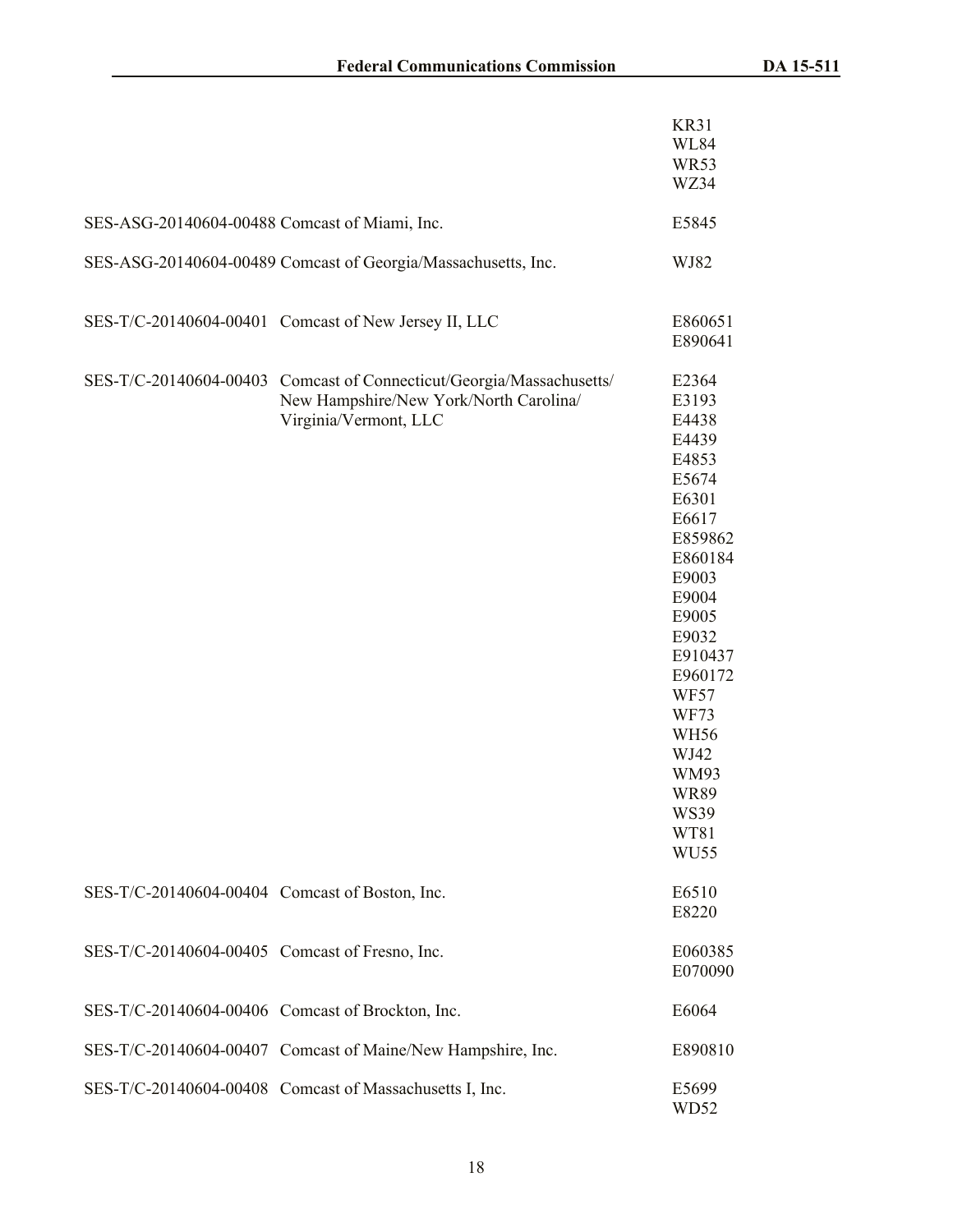| | | |
|---|---|---|
| | | KR31<br>WL84<br>WR53<br>WZ34 |
| SES-ASG-20140604-00488 | Comcast of Miami, Inc. | E5845 |
| SES-ASG-20140604-00489 | Comcast of Georgia/Massachusetts, Inc. | WJ82 |
| SES-T/C-20140604-00401 | Comcast of New Jersey II, LLC | E860651<br>E890641 |
| SES-T/C-20140604-00403 | Comcast of Connecticut/Georgia/Massachusetts/ New Hampshire/New York/North Carolina/ Virginia/Vermont, LLC | E2364<br>E3193<br>E4438<br>E4439<br>E4853<br>E5674<br>E6301<br>E6617<br>E859862<br>E860184<br>E9003<br>E9004<br>E9005<br>E9032<br>E910437<br>E960172<br>WF57<br>WF73<br>WH56<br>WJ42<br>WM93<br>WR89<br>WS39<br>WT81<br>WU55 |
| SES-T/C-20140604-00404 | Comcast of Boston, Inc. | E6510<br>E8220 |
| SES-T/C-20140604-00405 | Comcast of Fresno, Inc. | E060385<br>E070090 |
| SES-T/C-20140604-00406 | Comcast of Brockton, Inc. | E6064 |
| SES-T/C-20140604-00407 | Comcast of Maine/New Hampshire, Inc. | E890810 |
| SES-T/C-20140604-00408 | Comcast of Massachusetts I, Inc. | E5699<br>WD52 |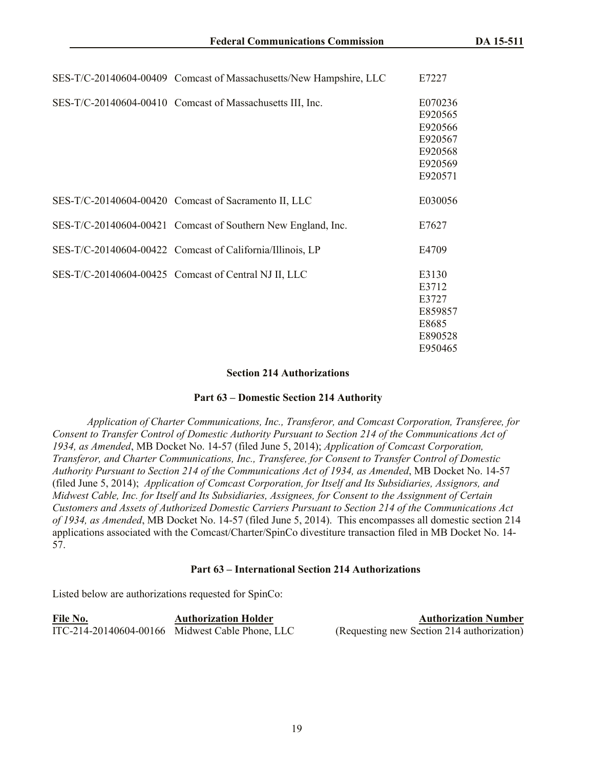| | | |
|---|---|---|
| SES-T/C-20140604-00409 | Comcast of Massachusetts/New Hampshire, LLC | E7227 |
| SES-T/C-20140604-00410 | Comcast of Massachusetts III, Inc. | E070236<br>E920565<br>E920566<br>E920567<br>E920568<br>E920569<br>E920571 |
| SES-T/C-20140604-00420 | Comcast of Sacramento II, LLC | E030056 |
| SES-T/C-20140604-00421 | Comcast of Southern New England, Inc. | E7627 |
| SES-T/C-20140604-00422 | Comcast of California/Illinois, LP | E4709 |
| SES-T/C-20140604-00425 | Comcast of Central NJ II, LLC | E3130<br>E3712<br>E3727<br>E859857<br>E8685<br>E890528<br>E950465 |

**Section 214 Authorizations**

**Part 63 – Domestic Section 214 Authority**

*Application of Charter Communications, Inc., Transferor, and Comcast Corporation, Transferee, for Consent to Transfer Control of Domestic Authority Pursuant to Section 214 of the Communications Act of 1934, as Amended*, MB Docket No. 14-57 (filed June 5, 2014); *Application of Comcast Corporation, Transferor, and Charter Communications, Inc., Transferee, for Consent to Transfer Control of Domestic Authority Pursuant to Section 214 of the Communications Act of 1934, as Amended*, MB Docket No. 14-57 (filed June 5, 2014); *Application of Comcast Corporation, for Itself and Its Subsidiaries, Assignors, and Midwest Cable, Inc. for Itself and Its Subsidiaries, Assignees, for Consent to the Assignment of Certain Customers and Assets of Authorized Domestic Carriers Pursuant to Section 214 of the Communications Act of 1934, as Amended*, MB Docket No. 14-57 (filed June 5, 2014). This encompasses all domestic section 214 applications associated with the Comcast/Charter/SpinCo divestiture transaction filed in MB Docket No. 14-57.

**Part 63 – International Section 214 Authorizations**

Listed below are authorizations requested for SpinCo:

| File No. | Authorization Holder | Authorization Number |
|---|---|---|
| ITC-214-20140604-00166 | Midwest Cable Phone, LLC | (Requesting new Section 214 authorization) |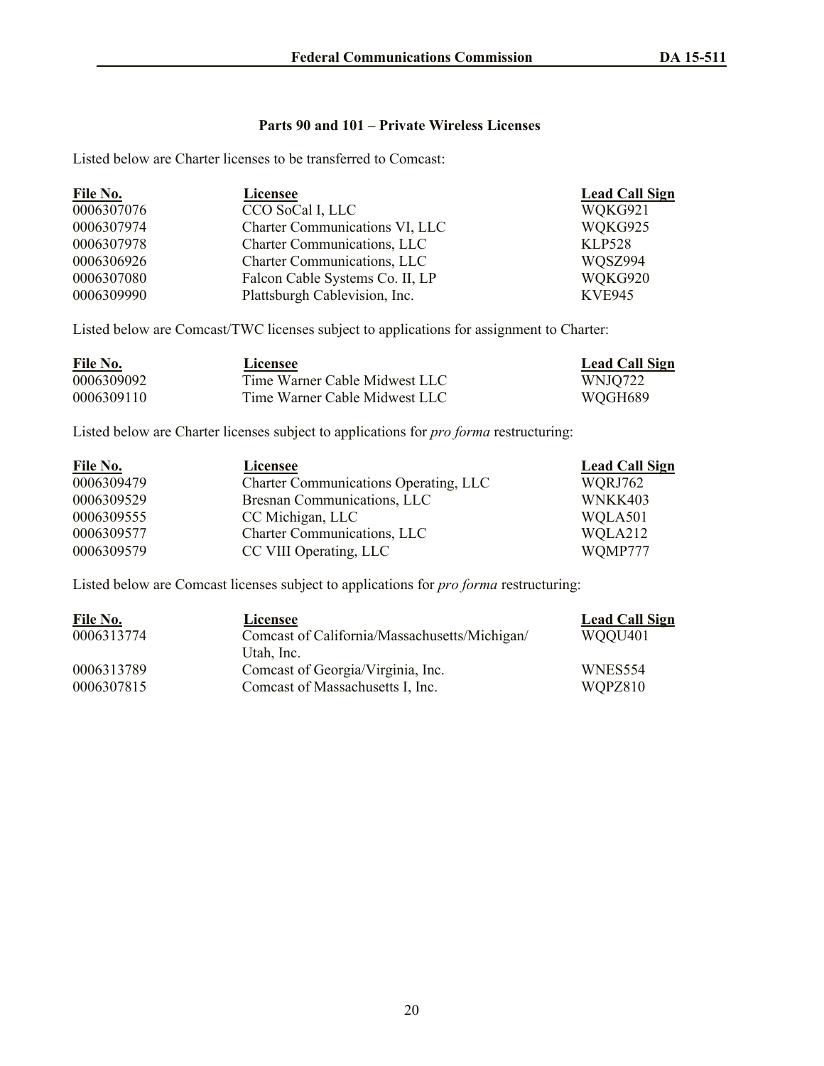### Parts 90 and 101 – Private Wireless Licenses

Listed below are Charter licenses to be transferred to Comcast:

| File No. | Licensee | Lead Call Sign |
|---|---|---|
| 0006307076 | CCO SoCal I, LLC | WQKG921 |
| 0006307974 | Charter Communications VI, LLC | WQKG925 |
| 0006307978 | Charter Communications, LLC | KLP528 |
| 0006306926 | Charter Communications, LLC | WQSZ994 |
| 0006307080 | Falcon Cable Systems Co. II, LP | WQKG920 |
| 0006309990 | Plattsburgh Cablevision, Inc. | KVE945 |

Listed below are Comcast/TWC licenses subject to applications for assignment to Charter:

| File No. | Licensee | Lead Call Sign |
|---|---|---|
| 0006309092 | Time Warner Cable Midwest LLC | WNJQ722 |
| 0006309110 | Time Warner Cable Midwest LLC | WQGH689 |

Listed below are Charter licenses subject to applications for *pro forma* restructuring:

| File No. | Licensee | Lead Call Sign |
|---|---|---|
| 0006309479 | Charter Communications Operating, LLC | WQRJ762 |
| 0006309529 | Bresnan Communications, LLC | WNKK403 |
| 0006309555 | CC Michigan, LLC | WQLA501 |
| 0006309577 | Charter Communications, LLC | WQLA212 |
| 0006309579 | CC VIII Operating, LLC | WQMP777 |

Listed below are Comcast licenses subject to applications for *pro forma* restructuring:

| File No. | Licensee | Lead Call Sign |
|---|---|---|
| 0006313774 | Comcast of California/Massachusetts/Michigan/ Utah, Inc. | WQQU401 |
| 0006313789 | Comcast of Georgia/Virginia, Inc. | WNES554 |
| 0006307815 | Comcast of Massachusetts I, Inc. | WQPZ810 |